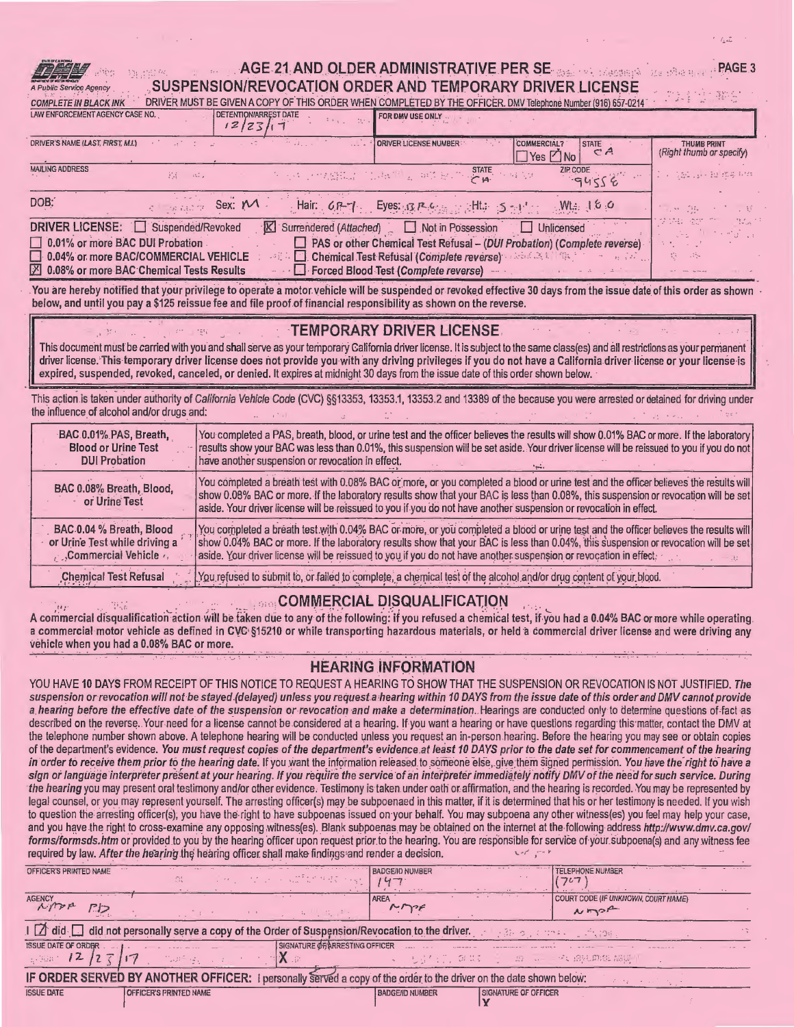DMV
A Public Service Agency

# AGE 21 AND OLDER ADMINISTRATIVE PER SE SUSPENSION/REVOCATION ORDER AND TEMPORARY DRIVER LICENSE

PAGE 3

COMPLETE IN BLACK INK — DRIVER MUST BE GIVEN A COPY OF THIS ORDER WHEN COMPLETED BY THE OFFICER. DMV Telephone Number (916) 657-0214

| LAW ENFORCEMENT AGENCY CASE NO. | DETENTION/ARREST DATE | FOR DMV USE ONLY | | |
|---|---|---|---|---|
| | 12/23/17 | | | |
| DRIVER'S NAME (LAST, FIRST, M.I.) | | DRIVER LICENSE NUMBER | COMMERCIAL? ☐ Yes ☑ No | STATE CA |
| MAILING ADDRESS | | STATE CA | ZIP CODE 94558 | |

DOB: Sex: M Hair: GRY Eyes: BRO Ht.: 5-11 Wt.: 180

THUMB PRINT (Right thumb or specify)

DRIVER LICENSE: ☐ Suspended/Revoked ☒ Surrendered (Attached) ☐ Not in Possession ☐ Unlicensed

- ☐ 0.01% or more BAC DUI Probation
- ☐ 0.04% or more BAC/COMMERCIAL VEHICLE
- ☒ 0.08% or more BAC Chemical Tests Results
- ☐ PAS or other Chemical Test Refusal – (DUI Probation) (Complete reverse)
- ☐ Chemical Test Refusal (Complete reverse)
- ☐ Forced Blood Test (Complete reverse)

You are hereby notified that your privilege to operate a motor vehicle will be suspended or revoked effective 30 days from the issue date of this order as shown below, and until you pay a $125 reissue fee and file proof of financial responsibility as shown on the reverse.

## TEMPORARY DRIVER LICENSE

This document must be carried with you and shall serve as your temporary California driver license. It is subject to the same class(es) and all restrictions as your permanent driver license. This temporary driver license does not provide you with any driving privileges if you do not have a California driver license or your license is expired, suspended, revoked, canceled, or denied. It expires at midnight 30 days from the issue date of this order shown below.

This action is taken under authority of *California Vehicle Code* (CVC) §§13353, 13353.1, 13353.2 and 13389 of the because you were arrested or detained for driving under the influence of alcohol and/or drugs and:

| | |
|---|---|
| BAC 0.01% PAS, Breath, Blood or Urine Test DUI Probation | You completed a PAS, breath, blood, or urine test and the officer believes the results will show 0.01% BAC or more. If the laboratory results show your BAC was less than 0.01%, this suspension will be set aside. Your driver license will be reissued to you if you do not have another suspension or revocation in effect. |
| BAC 0.08% Breath, Blood, or Urine Test | You completed a breath test with 0.08% BAC or more, or you completed a blood or urine test and the officer believes the results will show 0.08% BAC or more. If the laboratory results show that your BAC is less than 0.08%, this suspension or revocation will be set aside. Your driver license will be reissued to you if you do not have another suspension or revocation in effect. |
| BAC 0.04 % Breath, Blood or Urine Test while driving a Commercial Vehicle | You completed a breath test with 0.04% BAC or more, or you completed a blood or urine test and the officer believes the results will show 0.04% BAC or more. If the laboratory results show that your BAC is less than 0.04%, this suspension or revocation will be set aside. Your driver license will be reissued to you if you do not have another suspension or revocation in effect. |
| Chemical Test Refusal | You refused to submit to, or failed to complete, a chemical test of the alcohol and/or drug content of your blood. |

## COMMERCIAL DISQUALIFICATION

A commercial disqualification action will be taken due to any of the following: if you refused a chemical test, if you had a 0.04% BAC or more while operating a commercial motor vehicle as defined in CVC §15210 or while transporting hazardous materials, or held a commercial driver license and were driving any vehicle when you had a 0.08% BAC or more.

## HEARING INFORMATION

YOU HAVE 10 DAYS FROM RECEIPT OF THIS NOTICE TO REQUEST A HEARING TO SHOW THAT THE SUSPENSION OR REVOCATION IS NOT JUSTIFIED. *The suspension or revocation will not be stayed (delayed) unless you request a hearing within 10 DAYS from the issue date of this order and DMV cannot provide a hearing before the effective date of the suspension or revocation and make a determination.* Hearings are conducted only to determine questions of fact as described on the reverse. Your need for a license cannot be considered at a hearing. If you want a hearing or have questions regarding this matter, contact the DMV at the telephone number shown above. A telephone hearing will be conducted unless you request an in-person hearing. Before the hearing you may see or obtain copies of the department's evidence. *You must request copies of the department's evidence at least 10 DAYS prior to the date set for commencement of the hearing in order to receive them prior to the hearing date.* If you want the information released to someone else, give them signed permission. *You have the right to have a sign or language interpreter present at your hearing. If you require the service of an interpreter immediately notify DMV of the need for such service. During the hearing* you may present oral testimony and/or other evidence. Testimony is taken under oath or affirmation, and the hearing is recorded. You may be represented by legal counsel, or you may represent yourself. The arresting officer(s) may be subpoenaed in this matter, if it is determined that his or her testimony is needed. If you wish to question the arresting officer(s), you have the right to have subpoenas issued on your behalf. You may subpoena any other witness(es) you feel may help your case, and you have the right to cross-examine any opposing witness(es). Blank subpoenas may be obtained on the internet at the following address *http://www.dmv.ca.gov/forms/formsds.htm* or provided to you by the hearing officer upon request prior to the hearing. You are responsible for service of your subpoena(s) and any witness fee required by law. *After the hearing* the hearing officer shall make findings and render a decision.

| OFFICER'S PRINTED NAME | BADGE/ID NUMBER | TELEPHONE NUMBER |
|---|---|---|
| | 147 | (707) |
| AGENCY | AREA | COURT CODE (IF UNKNOWN, COURT NAME) |
| NAPA PD | NAPA | NAPA |

I ☑ did ☐ did not personally serve a copy of the Order of Suspension/Revocation to the driver.

| ISSUE DATE OF ORDER | SIGNATURE OF ARRESTING OFFICER |
|---|---|
| 12/23/17 | X |

**IF ORDER SERVED BY ANOTHER OFFICER:** I personally served a copy of the order to the driver on the date shown below:

| ISSUE DATE | OFFICER'S PRINTED NAME | BADGE/ID NUMBER | SIGNATURE OF OFFICER |
|---|---|---|---|
| | | | X |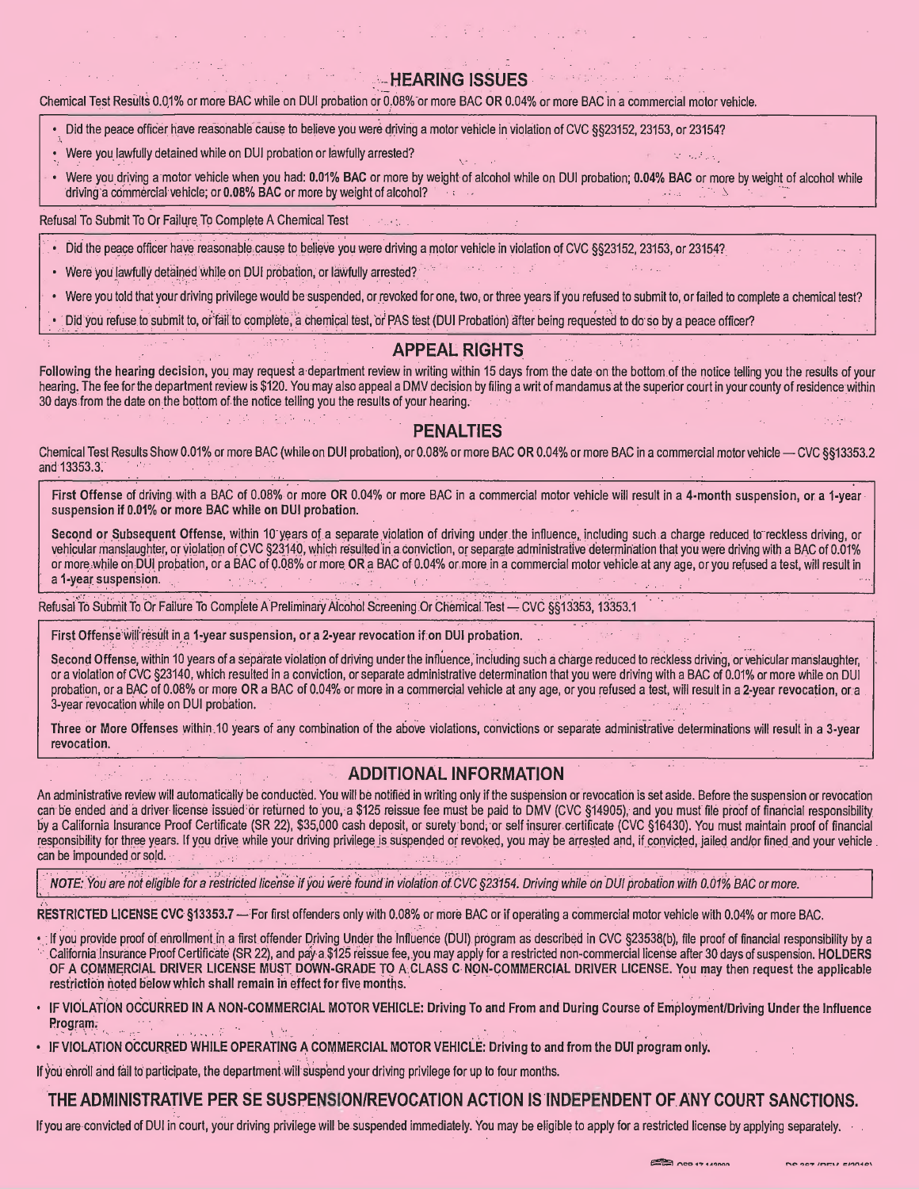## HEARING ISSUES

Chemical Test Results 0.01% or more BAC while on DUI probation or 0.08% or more BAC **OR** 0.04% or more BAC in a commercial motor vehicle.

- Did the peace officer have reasonable cause to believe you were driving a motor vehicle in violation of CVC §§23152, 23153, or 23154?
- Were you lawfully detained while on DUI probation or lawfully arrested?
- Were you driving a motor vehicle when you had: **0.01% BAC** or more by weight of alcohol while on DUI probation; **0.04% BAC** or more by weight of alcohol while driving a commercial vehicle; or **0.08% BAC** or more by weight of alcohol?

Refusal To Submit To Or Failure To Complete A Chemical Test

- Did the peace officer have reasonable cause to believe you were driving a motor vehicle in violation of CVC §§23152, 23153, or 23154?
- Were you lawfully detained while on DUI probation, or lawfully arrested?
- Were you told that your driving privilege would be suspended, or revoked for one, two, or three years if you refused to submit to, or failed to complete a chemical test?
- Did you refuse to submit to, or fail to complete, a chemical test, or PAS test (DUI Probation) after being requested to do so by a peace officer?

## APPEAL RIGHTS

**Following the hearing decision,** you may request a department review in writing within 15 days from the date on the bottom of the notice telling you the results of your hearing. The fee for the department review is $120. You may also appeal a DMV decision by filing a writ of mandamus at the superior court in your county of residence within 30 days from the date on the bottom of the notice telling you the results of your hearing.

## PENALTIES

Chemical Test Results Show 0.01% or more BAC (while on DUI probation), or 0.08% or more BAC **OR** 0.04% or more BAC in a commercial motor vehicle — CVC §§13353.2 and 13353.3.

**First Offense** of driving with a BAC of 0.08% or more **OR** 0.04% or more BAC in a commercial motor vehicle will result in a **4-month suspension, or a 1-year suspension if 0.01% or more BAC while on DUI probation.**

**Second or Subsequent Offense,** within 10 years of a separate violation of driving under the influence, including such a charge reduced to reckless driving, or vehicular manslaughter, or violation of CVC §23140, which resulted in a conviction, or separate administrative determination that you were driving with a BAC of 0.01% or more while on DUI probation, or a BAC of 0.08% or more **OR** a BAC of 0.04% or more in a commercial motor vehicle at any age, or you refused a test, will result in a **1-year suspension.**

Refusal To Submit To Or Failure To Complete A Preliminary Alcohol Screening Or Chemical Test — CVC §§13353, 13353.1

**First Offense will result in a 1-year suspension, or a 2-year revocation if on DUI probation.**

**Second Offense,** within 10 years of a separate violation of driving under the influence, including such a charge reduced to reckless driving, or vehicular manslaughter, or a violation of CVC §23140, which resulted in a conviction, or separate administrative determination that you were driving with a BAC of 0.01% or more while on DUI probation, or a BAC of 0.08% or more **OR** a BAC of 0.04% or more in a commercial vehicle at any age, or you refused a test, will result in a **2-year revocation**, or a 3-year revocation while on DUI probation.

**Three or More Offenses** within 10 years of any combination of the above violations, convictions or separate administrative determinations will result in a **3-year revocation.**

## ADDITIONAL INFORMATION

An administrative review will automatically be conducted. You will be notified in writing only if the suspension or revocation is set aside. Before the suspension or revocation can be ended and a driver license issued or returned to you, a $125 reissue fee must be paid to DMV (CVC §14905), and you must file proof of financial responsibility by a California Insurance Proof Certificate (SR 22), $35,000 cash deposit, or surety bond, or self insurer certificate (CVC §16430). You must maintain proof of financial responsibility for three years. If you drive while your driving privilege is suspended or revoked, you may be arrested and, if convicted, jailed and/or fined and your vehicle can be impounded or sold.

*NOTE: You are not eligible for a restricted license if you were found in violation of CVC §23154. Driving while on DUI probation with 0.01% BAC or more.*

**RESTRICTED LICENSE CVC §13353.7** — For first offenders only with 0.08% or more BAC or if operating a commercial motor vehicle with 0.04% or more BAC.

- If you provide proof of enrollment in a first offender Driving Under the Influence (DUI) program as described in CVC §23538(b), file proof of financial responsibility by a California Insurance Proof Certificate (SR 22), and pay a $125 reissue fee, you may apply for a restricted non-commercial license after 30 days of suspension. **HOLDERS OF A COMMERCIAL DRIVER LICENSE MUST DOWN-GRADE TO A CLASS C NON-COMMERCIAL DRIVER LICENSE. You may then request the applicable restriction noted below which shall remain in effect for five months.**
- **IF VIOLATION OCCURRED IN A NON-COMMERCIAL MOTOR VEHICLE: Driving To and From and During Course of Employment/Driving Under the Influence Program.**
- **IF VIOLATION OCCURRED WHILE OPERATING A COMMERCIAL MOTOR VEHICLE: Driving to and from the DUI program only.**

If you enroll and fail to participate, the department will suspend your driving privilege for up to four months.

## THE ADMINISTRATIVE PER SE SUSPENSION/REVOCATION ACTION IS INDEPENDENT OF ANY COURT SANCTIONS.

If you are convicted of DUI in court, your driving privilege will be suspended immediately. You may be eligible to apply for a restricted license by applying separately.